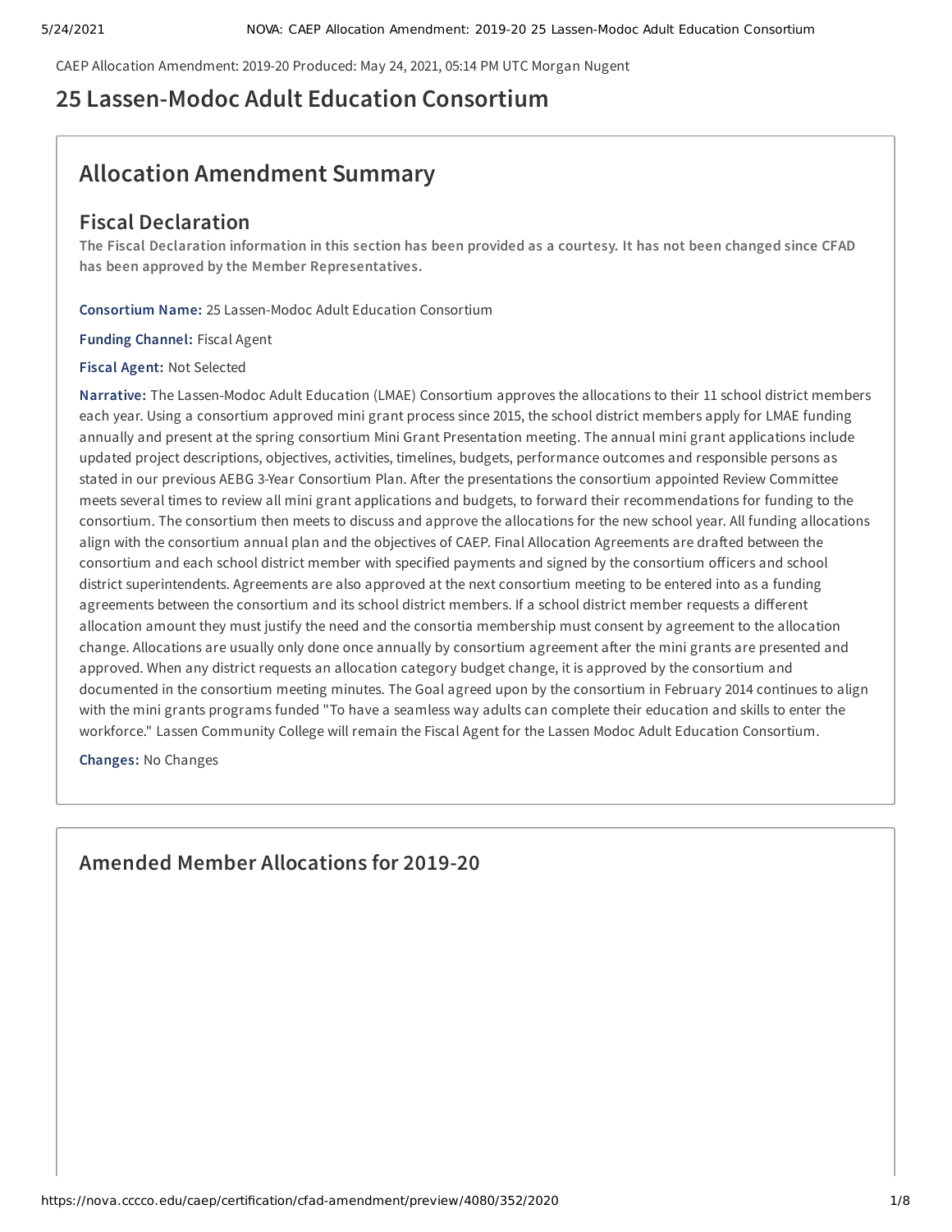CAEP Allocation Amendment: 2019-20 Produced: May 24, 2021, 05:14 PM UTC Morgan Nugent

# 25 Lassen-Modoc Adult Education Consortium

## Allocation Amendment Summary

### Fiscal Declaration

**The Fiscal Declaration information in this section has been provided as a courtesy. It has not been changed since CFAD has been approved by the Member Representatives.**

**Consortium Name:** 25 Lassen-Modoc Adult Education Consortium

**Funding Channel:** Fiscal Agent

**Fiscal Agent:** Not Selected

**Narrative:** The Lassen-Modoc Adult Education (LMAE) Consortium approves the allocations to their 11 school district members each year. Using a consortium approved mini grant process since 2015, the school district members apply for LMAE funding annually and present at the spring consortium Mini Grant Presentation meeting. The annual mini grant applications include updated project descriptions, objectives, activities, timelines, budgets, performance outcomes and responsible persons as stated in our previous AEBG 3-Year Consortium Plan. After the presentations the consortium appointed Review Committee meets several times to review all mini grant applications and budgets, to forward their recommendations for funding to the consortium. The consortium then meets to discuss and approve the allocations for the new school year. All funding allocations align with the consortium annual plan and the objectives of CAEP. Final Allocation Agreements are drafted between the consortium and each school district member with specified payments and signed by the consortium officers and school district superintendents. Agreements are also approved at the next consortium meeting to be entered into as a funding agreements between the consortium and its school district members. If a school district member requests a different allocation amount they must justify the need and the consortia membership must consent by agreement to the allocation change. Allocations are usually only done once annually by consortium agreement after the mini grants are presented and approved. When any district requests an allocation category budget change, it is approved by the consortium and documented in the consortium meeting minutes. The Goal agreed upon by the consortium in February 2014 continues to align with the mini grants programs funded "To have a seamless way adults can complete their education and skills to enter the workforce." Lassen Community College will remain the Fiscal Agent for the Lassen Modoc Adult Education Consortium.

**Changes:** No Changes

## Amended Member Allocations for 2019-20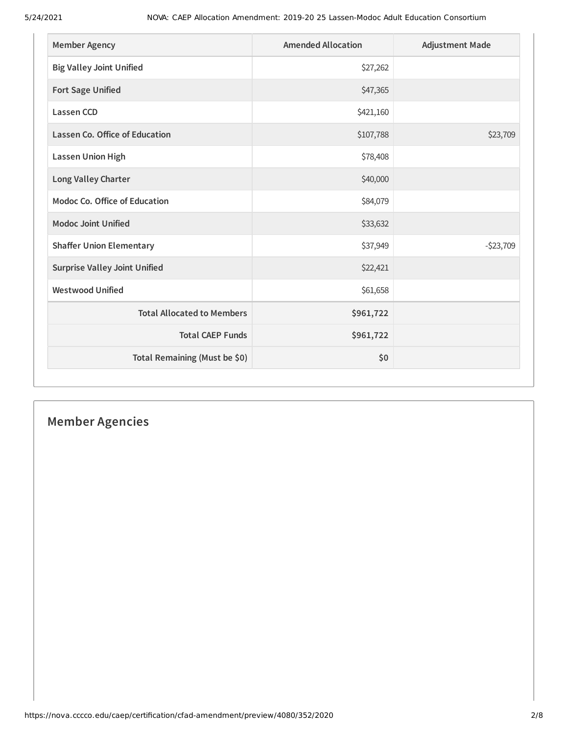| Member Agency | Amended Allocation | Adjustment Made |
| --- | --- | --- |
| Big Valley Joint Unified | $27,262 | |
| Fort Sage Unified | $47,365 | |
| Lassen CCD | $421,160 | |
| Lassen Co. Office of Education | $107,788 | $23,709 |
| Lassen Union High | $78,408 | |
| Long Valley Charter | $40,000 | |
| Modoc Co. Office of Education | $84,079 | |
| Modoc Joint Unified | $33,632 | |
| Shaffer Union Elementary | $37,949 | -$23,709 |
| Surprise Valley Joint Unified | $22,421 | |
| Westwood Unified | $61,658 | |
| **Total Allocated to Members** | **$961,722** | |
| **Total CAEP Funds** | **$961,722** | |
| **Total Remaining (Must be $0)** | **$0** | |

## Member Agencies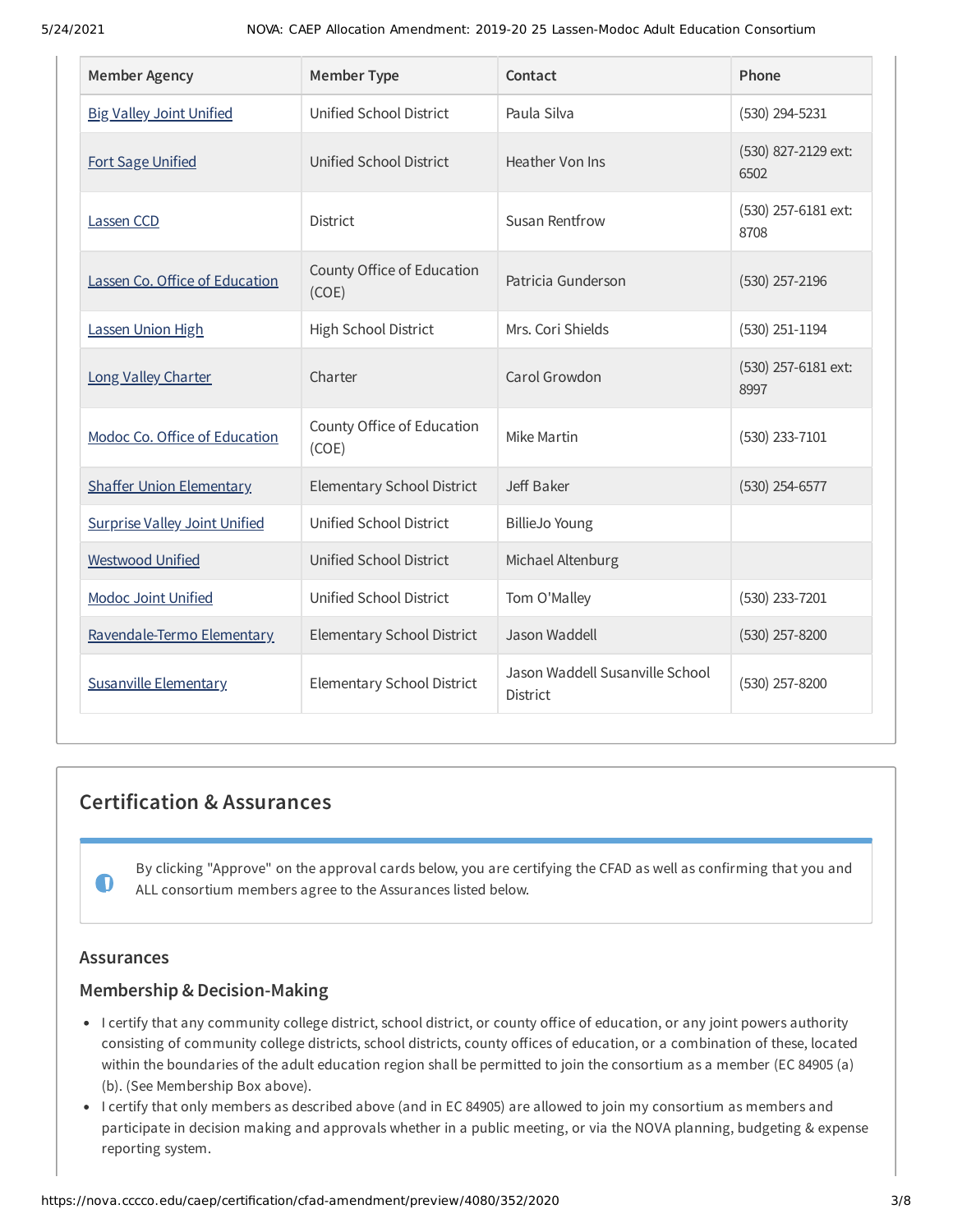| Member Agency | Member Type | Contact | Phone |
| --- | --- | --- | --- |
| Big Valley Joint Unified | Unified School District | Paula Silva | (530) 294-5231 |
| Fort Sage Unified | Unified School District | Heather Von Ins | (530) 827-2129 ext: 6502 |
| Lassen CCD | District | Susan Rentfrow | (530) 257-6181 ext: 8708 |
| Lassen Co. Office of Education | County Office of Education (COE) | Patricia Gunderson | (530) 257-2196 |
| Lassen Union High | High School District | Mrs. Cori Shields | (530) 251-1194 |
| Long Valley Charter | Charter | Carol Growdon | (530) 257-6181 ext: 8997 |
| Modoc Co. Office of Education | County Office of Education (COE) | Mike Martin | (530) 233-7101 |
| Shaffer Union Elementary | Elementary School District | Jeff Baker | (530) 254-6577 |
| Surprise Valley Joint Unified | Unified School District | BillieJo Young | |
| Westwood Unified | Unified School District | Michael Altenburg | |
| Modoc Joint Unified | Unified School District | Tom O'Malley | (530) 233-7201 |
| Ravendale-Termo Elementary | Elementary School District | Jason Waddell | (530) 257-8200 |
| Susanville Elementary | Elementary School District | Jason Waddell Susanville School District | (530) 257-8200 |

## Certification & Assurances

By clicking "Approve" on the approval cards below, you are certifying the CFAD as well as confirming that you and ALL consortium members agree to the Assurances listed below.

### Assurances

### Membership & Decision-Making

- I certify that any community college district, school district, or county office of education, or any joint powers authority consisting of community college districts, school districts, county offices of education, or a combination of these, located within the boundaries of the adult education region shall be permitted to join the consortium as a member (EC 84905 (a) (b). (See Membership Box above).
- I certify that only members as described above (and in EC 84905) are allowed to join my consortium as members and participate in decision making and approvals whether in a public meeting, or via the NOVA planning, budgeting & expense reporting system.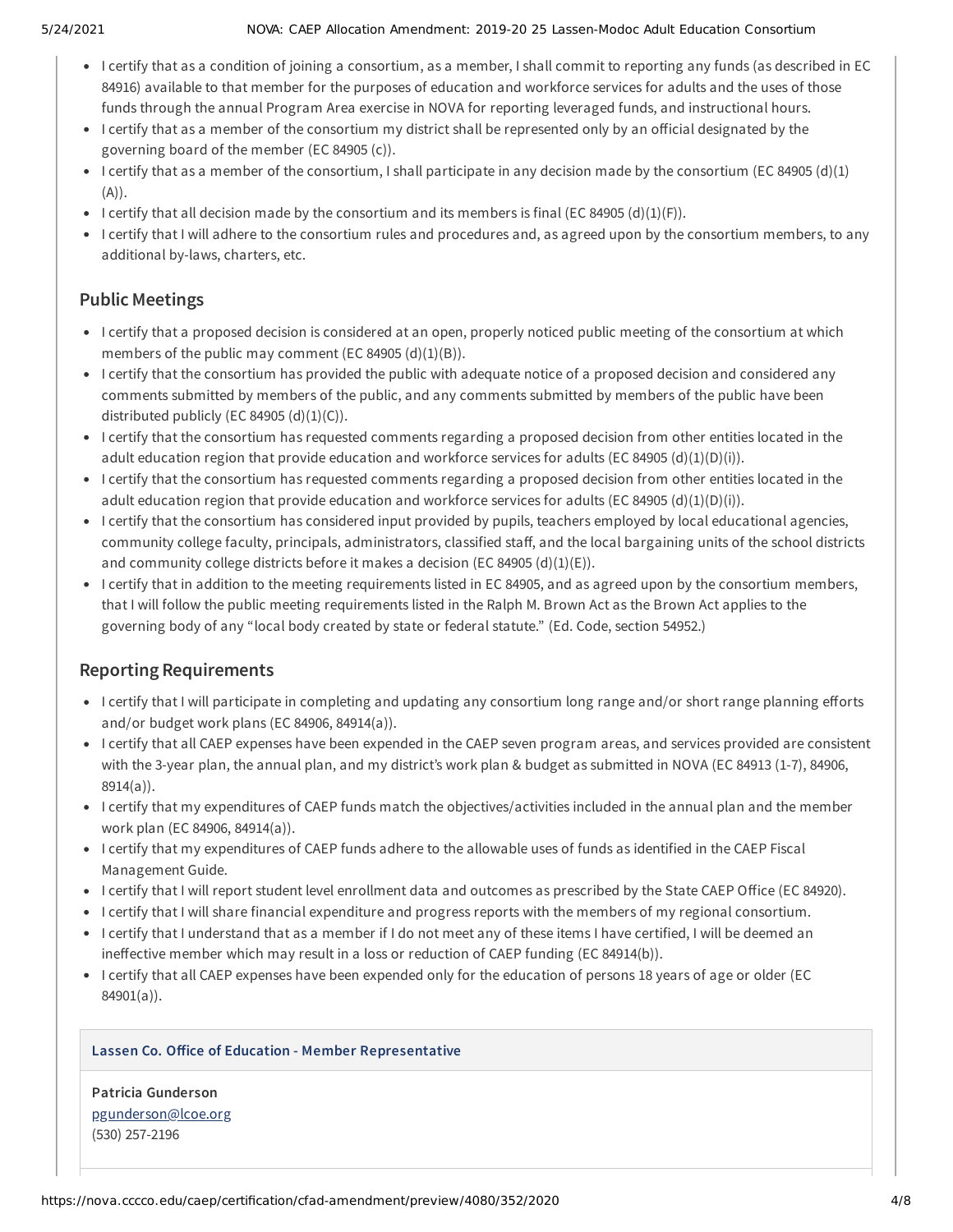- I certify that as a condition of joining a consortium, as a member, I shall commit to reporting any funds (as described in EC 84916) available to that member for the purposes of education and workforce services for adults and the uses of those funds through the annual Program Area exercise in NOVA for reporting leveraged funds, and instructional hours.
- I certify that as a member of the consortium my district shall be represented only by an official designated by the governing board of the member (EC 84905 (c)).
- I certify that as a member of the consortium, I shall participate in any decision made by the consortium (EC 84905 (d)(1)(A)).
- I certify that all decision made by the consortium and its members is final (EC 84905 (d)(1)(F)).
- I certify that I will adhere to the consortium rules and procedures and, as agreed upon by the consortium members, to any additional by-laws, charters, etc.

## Public Meetings

- I certify that a proposed decision is considered at an open, properly noticed public meeting of the consortium at which members of the public may comment (EC 84905 (d)(1)(B)).
- I certify that the consortium has provided the public with adequate notice of a proposed decision and considered any comments submitted by members of the public, and any comments submitted by members of the public have been distributed publicly (EC 84905 (d)(1)(C)).
- I certify that the consortium has requested comments regarding a proposed decision from other entities located in the adult education region that provide education and workforce services for adults (EC 84905 (d)(1)(D)(i)).
- I certify that the consortium has requested comments regarding a proposed decision from other entities located in the adult education region that provide education and workforce services for adults (EC 84905 (d)(1)(D)(i)).
- I certify that the consortium has considered input provided by pupils, teachers employed by local educational agencies, community college faculty, principals, administrators, classified staff, and the local bargaining units of the school districts and community college districts before it makes a decision (EC 84905 (d)(1)(E)).
- I certify that in addition to the meeting requirements listed in EC 84905, and as agreed upon by the consortium members, that I will follow the public meeting requirements listed in the Ralph M. Brown Act as the Brown Act applies to the governing body of any "local body created by state or federal statute." (Ed. Code, section 54952.)

## Reporting Requirements

- I certify that I will participate in completing and updating any consortium long range and/or short range planning efforts and/or budget work plans (EC 84906, 84914(a)).
- I certify that all CAEP expenses have been expended in the CAEP seven program areas, and services provided are consistent with the 3-year plan, the annual plan, and my district's work plan & budget as submitted in NOVA (EC 84913 (1-7), 84906, 8914(a)).
- I certify that my expenditures of CAEP funds match the objectives/activities included in the annual plan and the member work plan (EC 84906, 84914(a)).
- I certify that my expenditures of CAEP funds adhere to the allowable uses of funds as identified in the CAEP Fiscal Management Guide.
- I certify that I will report student level enrollment data and outcomes as prescribed by the State CAEP Office (EC 84920).
- I certify that I will share financial expenditure and progress reports with the members of my regional consortium.
- I certify that I understand that as a member if I do not meet any of these items I have certified, I will be deemed an ineffective member which may result in a loss or reduction of CAEP funding (EC 84914(b)).
- I certify that all CAEP expenses have been expended only for the education of persons 18 years of age or older (EC 84901(a)).

**Lassen Co. Office of Education - Member Representative**

**Patricia Gunderson**
pgunderson@lcoe.org
(530) 257-2196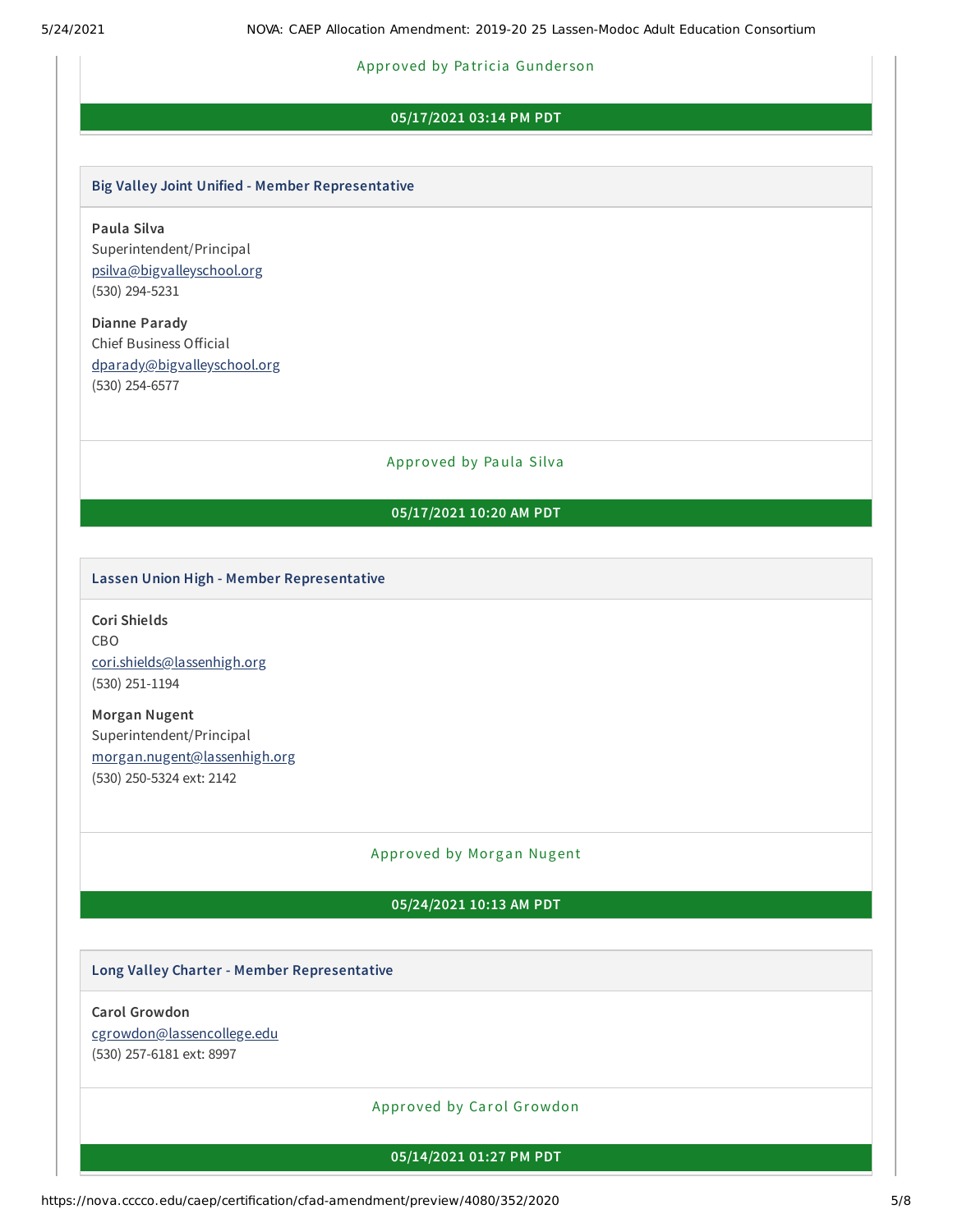Approved by Patricia Gunderson

**05/17/2021 03:14 PM PDT**

### Big Valley Joint Unified - Member Representative

**Paula Silva**
Superintendent/Principal
psilva@bigvalleyschool.org
(530) 294-5231

**Dianne Parady**
Chief Business Official
dparady@bigvalleyschool.org
(530) 254-6577

Approved by Paula Silva

**05/17/2021 10:20 AM PDT**

### Lassen Union High - Member Representative

**Cori Shields**
CBO
cori.shields@lassenhigh.org
(530) 251-1194

**Morgan Nugent**
Superintendent/Principal
morgan.nugent@lassenhigh.org
(530) 250-5324 ext: 2142

Approved by Morgan Nugent

**05/24/2021 10:13 AM PDT**

### Long Valley Charter - Member Representative

**Carol Growdon**
cgrowdon@lassencollege.edu
(530) 257-6181 ext: 8997

Approved by Carol Growdon

**05/14/2021 01:27 PM PDT**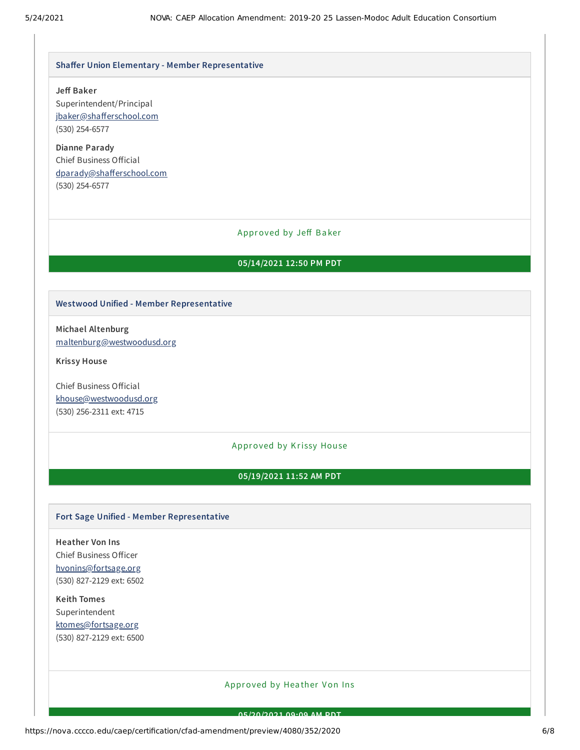### Shaffer Union Elementary - Member Representative

**Jeff Baker**
Superintendent/Principal
jbaker@shafferschool.com
(530) 254-6577

**Dianne Parady**
Chief Business Official
dparady@shafferschool.com
(530) 254-6577

Approved by Jeff Baker

**05/14/2021 12:50 PM PDT**

### Westwood Unified - Member Representative

**Michael Altenburg**
maltenburg@westwoodusd.org

**Krissy House**

Chief Business Official
khouse@westwoodusd.org
(530) 256-2311 ext: 4715

Approved by Krissy House

**05/19/2021 11:52 AM PDT**

### Fort Sage Unified - Member Representative

**Heather Von Ins**
Chief Business Officer
hvonins@fortsage.org
(530) 827-2129 ext: 6502

**Keith Tomes**
Superintendent
ktomes@fortsage.org
(530) 827-2129 ext: 6500

Approved by Heather Von Ins

**05/20/2021 09:09 AM PDT**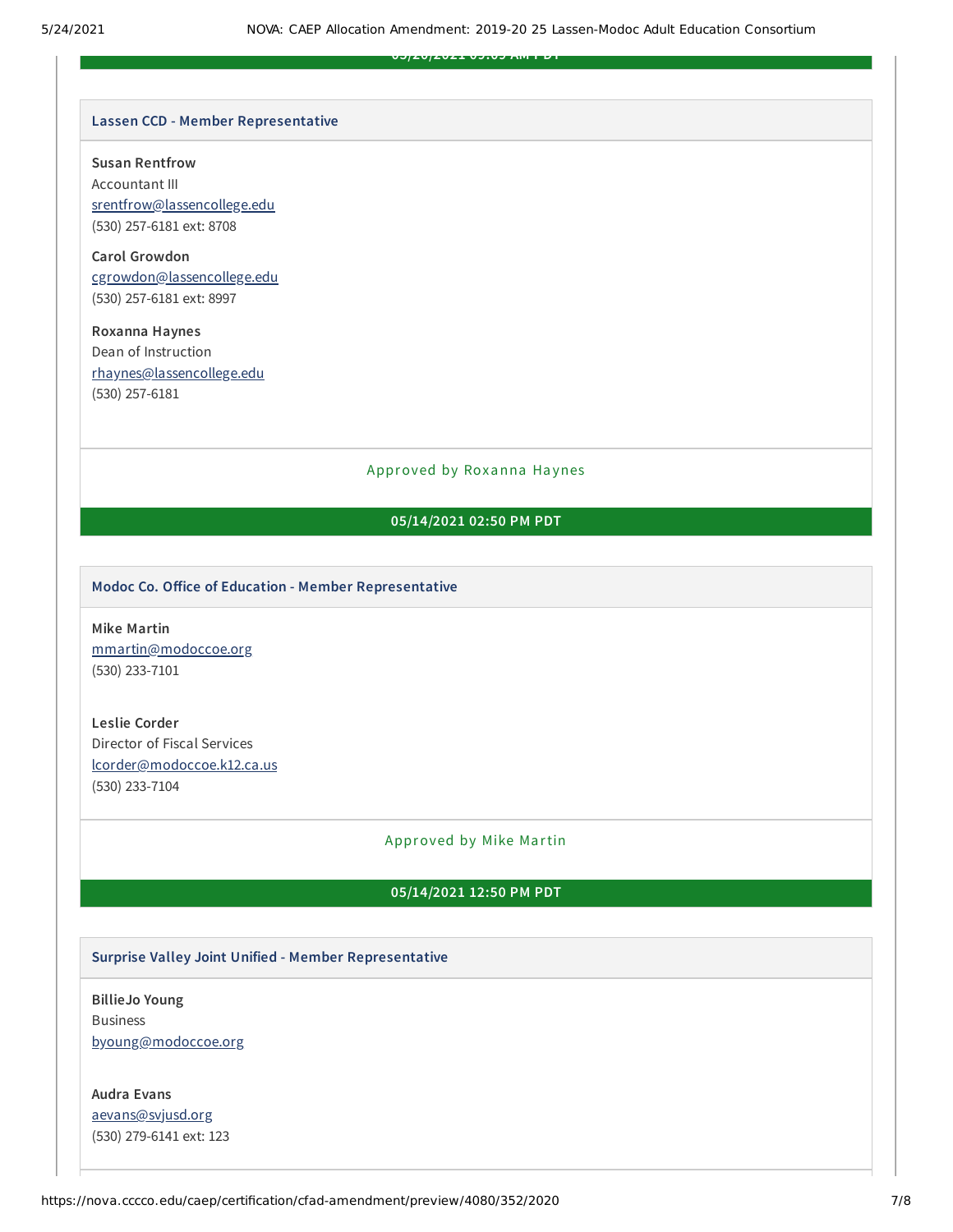### Lassen CCD - Member Representative

**Susan Rentfrow**
Accountant III
srentfrow@lassencollege.edu
(530) 257-6181 ext: 8708

**Carol Growdon**
cgrowdon@lassencollege.edu
(530) 257-6181 ext: 8997

**Roxanna Haynes**
Dean of Instruction
rhaynes@lassencollege.edu
(530) 257-6181

Approved by Roxanna Haynes

**05/14/2021 02:50 PM PDT**

### Modoc Co. Office of Education - Member Representative

**Mike Martin**
mmartin@modoccoe.org
(530) 233-7101

**Leslie Corder**
Director of Fiscal Services
lcorder@modoccoe.k12.ca.us
(530) 233-7104

Approved by Mike Martin

**05/14/2021 12:50 PM PDT**

### Surprise Valley Joint Unified - Member Representative

**BillieJo Young**
Business
byoung@modoccoe.org

**Audra Evans**
aevans@svjusd.org
(530) 279-6141 ext: 123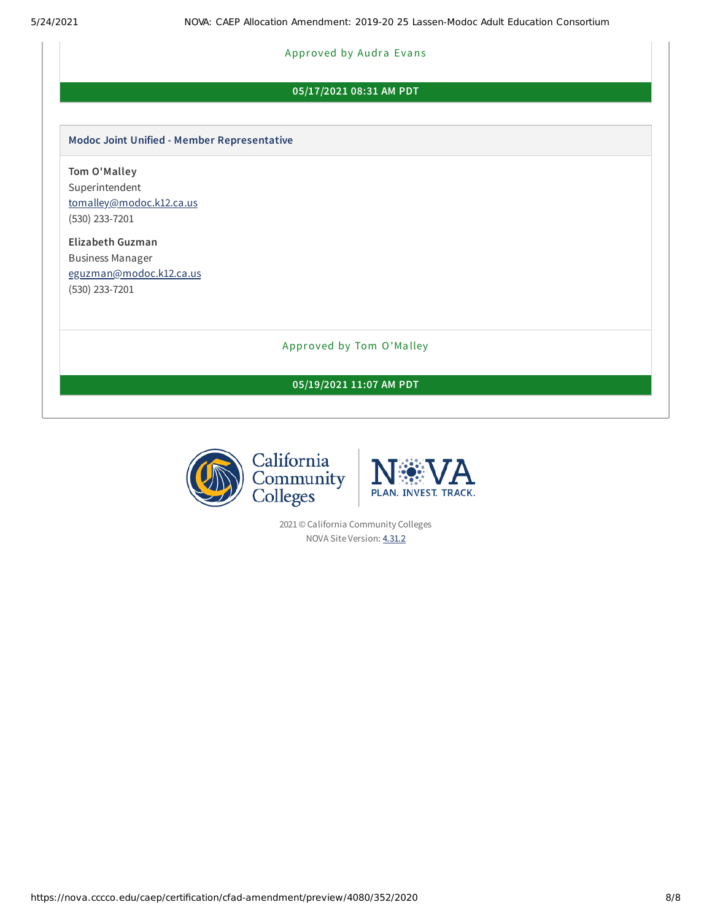Approved by Audra Evans

**05/17/2021 08:31 AM PDT**

**Modoc Joint Unified - Member Representative**

**Tom O'Malley**
Superintendent
tomalley@modoc.k12.ca.us
(530) 233-7201

**Elizabeth Guzman**
Business Manager
eguzman@modoc.k12.ca.us
(530) 233-7201

Approved by Tom O'Malley

**05/19/2021 11:07 AM PDT**

California Community Colleges

NOVA PLAN. INVEST. TRACK.

2021 © California Community Colleges
NOVA Site Version: 4.31.2